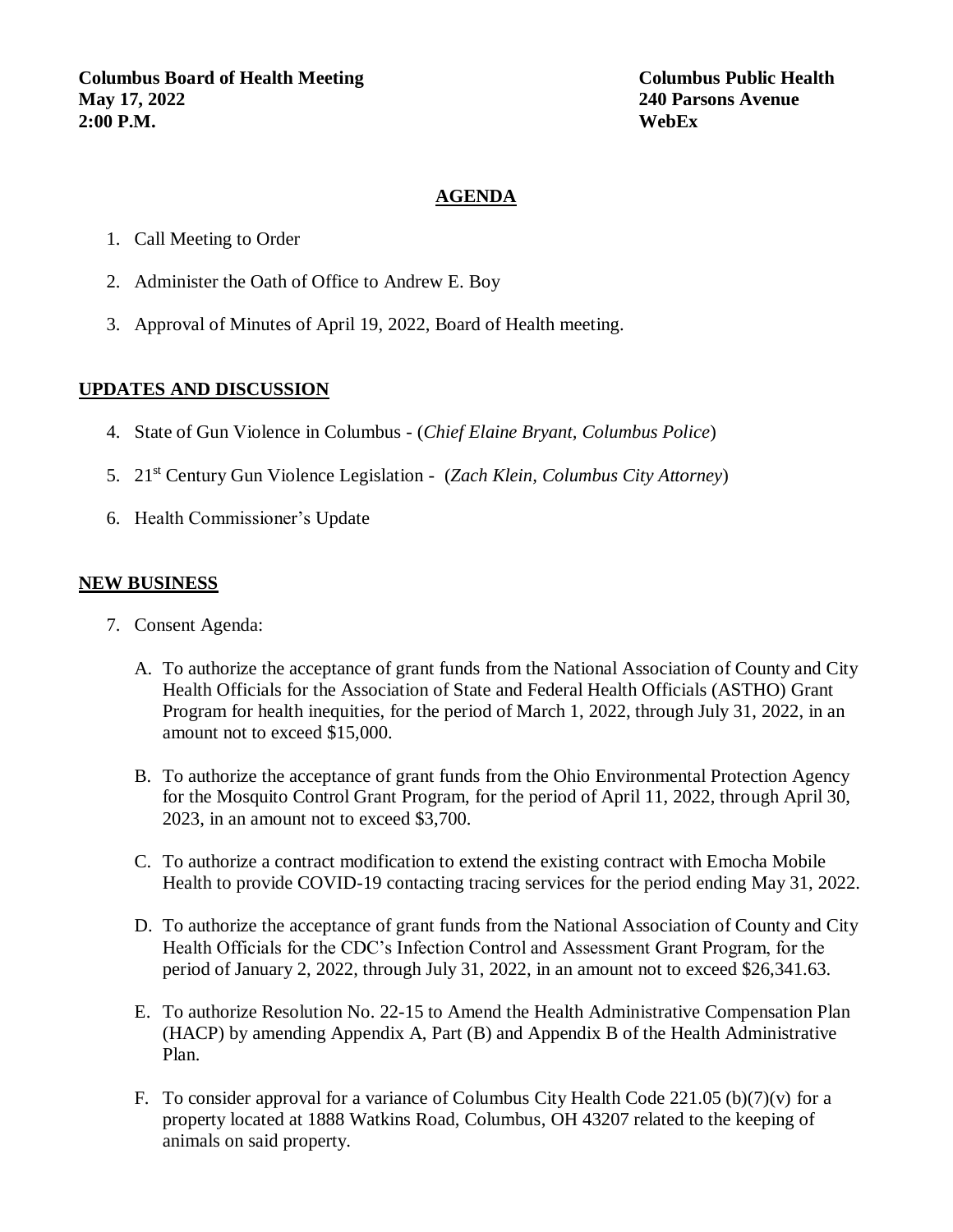**Columns Board of Health Meeting**

**Columbus Board of Health Meeting**
**May 17, 2022**
**2:00 P.M.**

**Columbus Public Health**
**240 Parsons Avenue**
**WebEx**

## AGENDA

1. Call Meeting to Order
2. Administer the Oath of Office to Andrew E. Boy
3. Approval of Minutes of April 19, 2022, Board of Health meeting.

## UPDATES AND DISCUSSION

4. State of Gun Violence in Columbus - (*Chief Elaine Bryant, Columbus Police*)
5. 21st Century Gun Violence Legislation - (*Zach Klein, Columbus City Attorney*)
6. Health Commissioner's Update

## NEW BUSINESS

7. Consent Agenda:

   A. To authorize the acceptance of grant funds from the National Association of County and City Health Officials for the Association of State and Federal Health Officials (ASTHO) Grant Program for health inequities, for the period of March 1, 2022, through July 31, 2022, in an amount not to exceed $15,000.

   B. To authorize the acceptance of grant funds from the Ohio Environmental Protection Agency for the Mosquito Control Grant Program, for the period of April 11, 2022, through April 30, 2023, in an amount not to exceed $3,700.

   C. To authorize a contract modification to extend the existing contract with Emocha Mobile Health to provide COVID-19 contacting tracing services for the period ending May 31, 2022.

   D. To authorize the acceptance of grant funds from the National Association of County and City Health Officials for the CDC's Infection Control and Assessment Grant Program, for the period of January 2, 2022, through July 31, 2022, in an amount not to exceed $26,341.63.

   E. To authorize Resolution No. 22-15 to Amend the Health Administrative Compensation Plan (HACP) by amending Appendix A, Part (B) and Appendix B of the Health Administrative Plan.

   F. To consider approval for a variance of Columbus City Health Code 221.05 (b)(7)(v) for a property located at 1888 Watkins Road, Columbus, OH 43207 related to the keeping of animals on said property.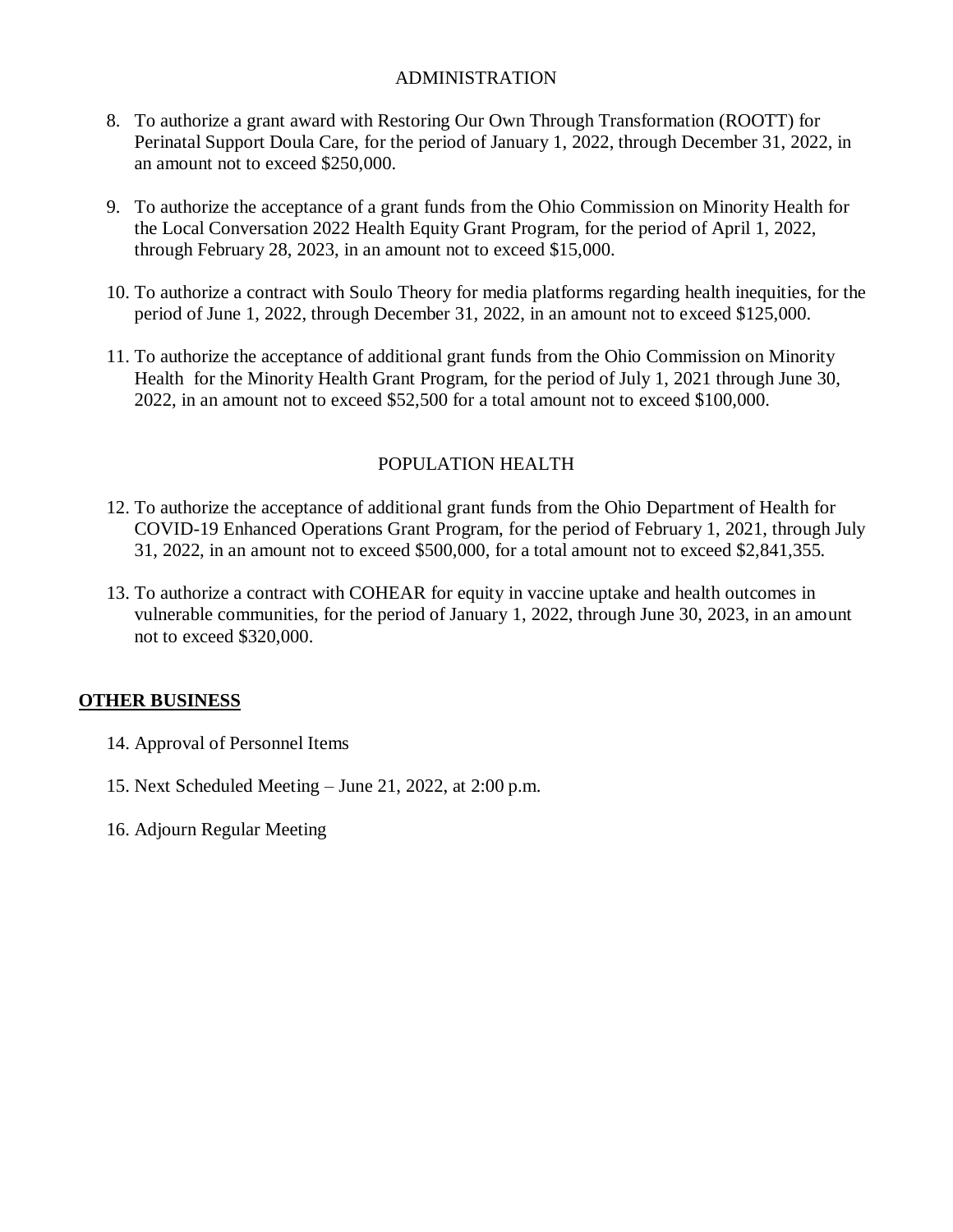## ADMINISTRATION

8. To authorize a grant award with Restoring Our Own Through Transformation (ROOTT) for Perinatal Support Doula Care, for the period of January 1, 2022, through December 31, 2022, in an amount not to exceed $250,000.

9. To authorize the acceptance of a grant funds from the Ohio Commission on Minority Health for the Local Conversation 2022 Health Equity Grant Program, for the period of April 1, 2022, through February 28, 2023, in an amount not to exceed $15,000.

10. To authorize a contract with Soulo Theory for media platforms regarding health inequities, for the period of June 1, 2022, through December 31, 2022, in an amount not to exceed $125,000.

11. To authorize the acceptance of additional grant funds from the Ohio Commission on Minority Health for the Minority Health Grant Program, for the period of July 1, 2021 through June 30, 2022, in an amount not to exceed $52,500 for a total amount not to exceed $100,000.

## POPULATION HEALTH

12. To authorize the acceptance of additional grant funds from the Ohio Department of Health for COVID-19 Enhanced Operations Grant Program, for the period of February 1, 2021, through July 31, 2022, in an amount not to exceed $500,000, for a total amount not to exceed $2,841,355.

13. To authorize a contract with COHEAR for equity in vaccine uptake and health outcomes in vulnerable communities, for the period of January 1, 2022, through June 30, 2023, in an amount not to exceed $320,000.

## **OTHER BUSINESS**

14. Approval of Personnel Items

15. Next Scheduled Meeting – June 21, 2022, at 2:00 p.m.

16. Adjourn Regular Meeting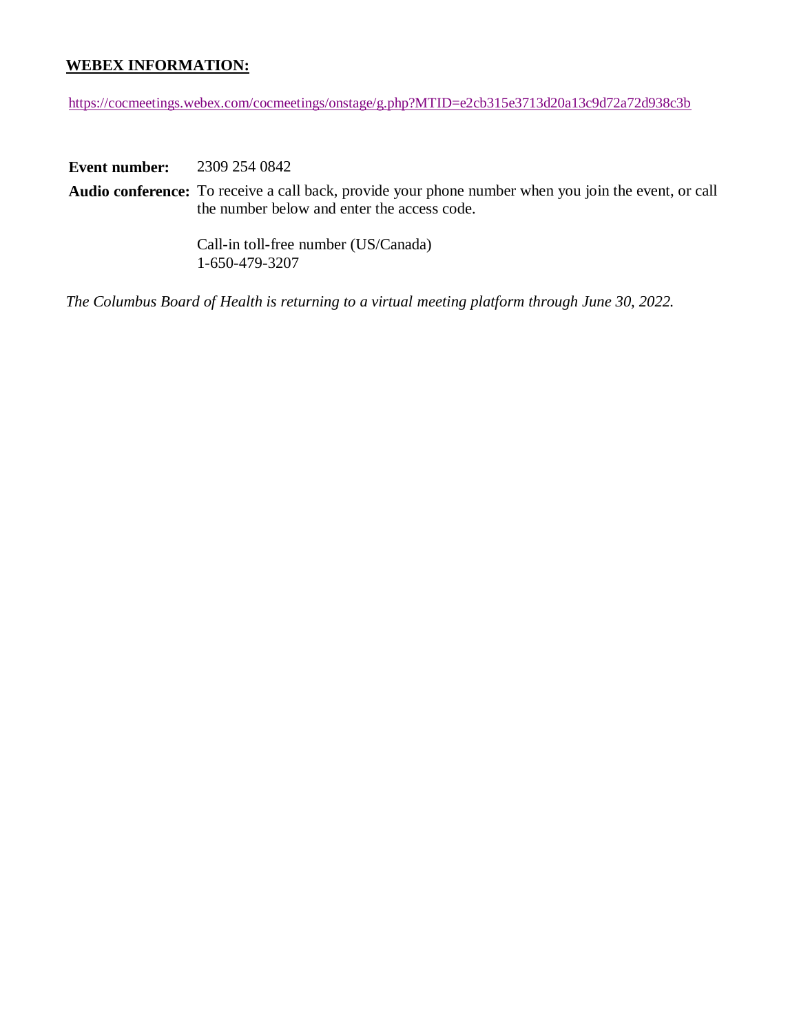**WEBEX INFORMATION:**

https://cocmeetings.webex.com/cocmeetings/onstage/g.php?MTID=e2cb315e3713d20a13c9d72a72d938c3b

**Event number:** 2309 254 0842

**Audio conference:** To receive a call back, provide your phone number when you join the event, or call the number below and enter the access code.

Call-in toll-free number (US/Canada)
1-650-479-3207

*The Columbus Board of Health is returning to a virtual meeting platform through June 30, 2022.*